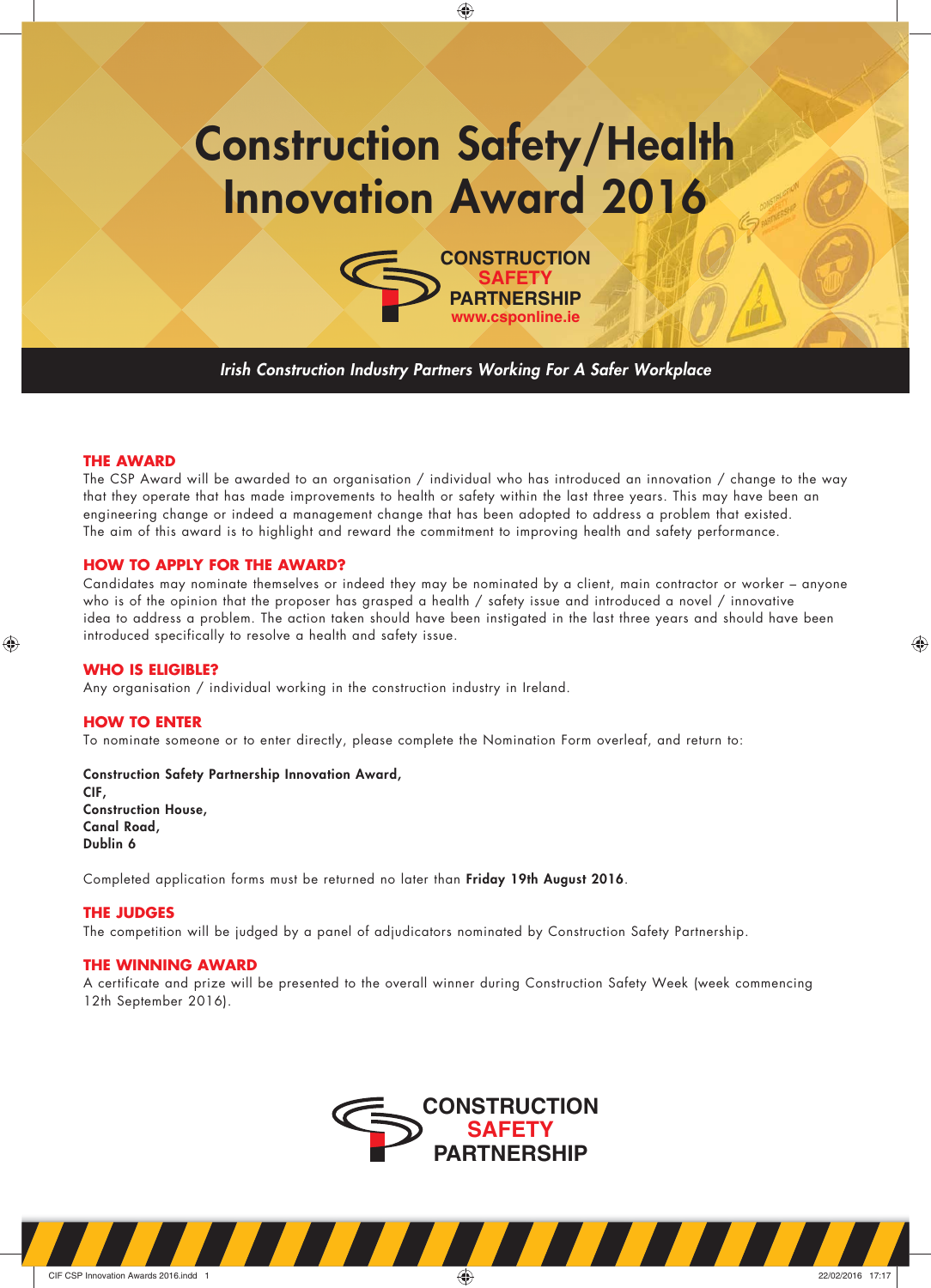# Construction Safety/Health Innovation Award 2016

CONSTRUCTION SAFETY PARTNERSHIP
www.csponline.ie

*Irish Construction Industry Partners Working For A Safer Workplace*

## THE AWARD

The CSP Award will be awarded to an organisation / individual who has introduced an innovation / change to the way that they operate that has made improvements to health or safety within the last three years. This may have been an engineering change or indeed a management change that has been adopted to address a problem that existed. The aim of this award is to highlight and reward the commitment to improving health and safety performance.

## HOW TO APPLY FOR THE AWARD?

Candidates may nominate themselves or indeed they may be nominated by a client, main contractor or worker – anyone who is of the opinion that the proposer has grasped a health / safety issue and introduced a novel / innovative idea to address a problem. The action taken should have been instigated in the last three years and should have been introduced specifically to resolve a health and safety issue.

## WHO IS ELIGIBLE?

Any organisation / individual working in the construction industry in Ireland.

## HOW TO ENTER

To nominate someone or to enter directly, please complete the Nomination Form overleaf, and return to:

**Construction Safety Partnership Innovation Award,**
**CIF,**
**Construction House,**
**Canal Road,**
**Dublin 6**

Completed application forms must be returned no later than **Friday 19th August 2016**.

## THE JUDGES

The competition will be judged by a panel of adjudicators nominated by Construction Safety Partnership.

## THE WINNING AWARD

A certificate and prize will be presented to the overall winner during Construction Safety Week (week commencing 12th September 2016).

CONSTRUCTION SAFETY PARTNERSHIP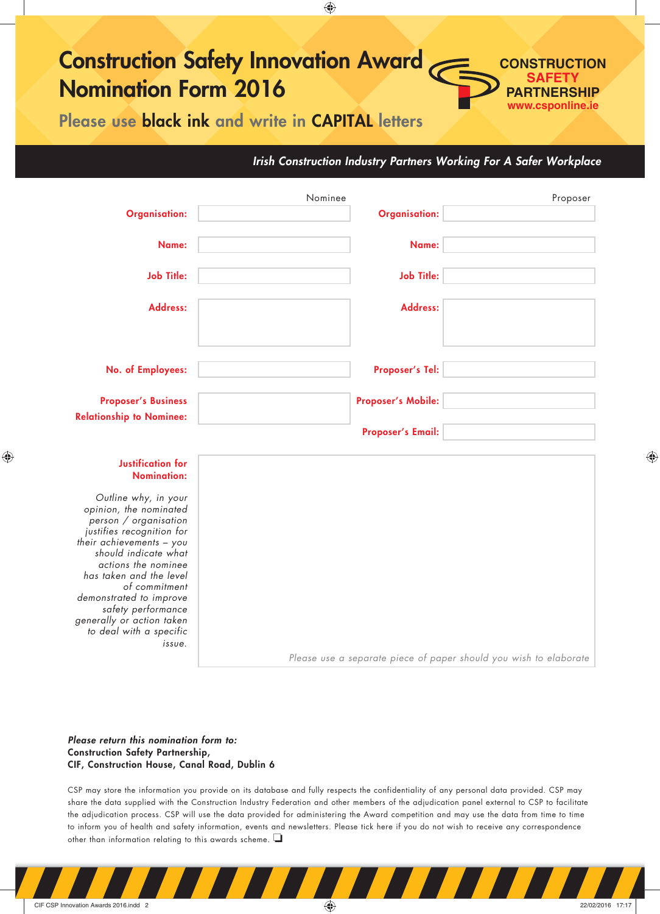# Construction Safety Innovation Award Nomination Form 2016

**CONSTRUCTION SAFETY PARTNERSHIP**
**www.csponline.ie**

Please use **black ink** and write in **CAPITAL** letters

*Irish Construction Industry Partners Working For A Safer Workplace*

| Nominee | | Proposer | |
|---|---|---|---|
| **Organisation:** | | **Organisation:** | |
| **Name:** | | **Name:** | |
| **Job Title:** | | **Job Title:** | |
| **Address:** | | **Address:** | |
| **No. of Employees:** | | **Proposer's Tel:** | |
| **Proposer's Business Relationship to Nominee:** | | **Proposer's Mobile:** | |
| | | **Proposer's Email:** | |

**Justification for Nomination:**

*Outline why, in your opinion, the nominated person / organisation justifies recognition for their achievements – you should indicate what actions the nominee has taken and the level of commitment demonstrated to improve safety performance generally or action taken to deal with a specific issue.*

*Please use a separate piece of paper should you wish to elaborate*

***Please return this nomination form to:***
**Construction Safety Partnership,**
**CIF, Construction House, Canal Road, Dublin 6**

CSP may store the information you provide on its database and fully respects the confidentiality of any personal data provided. CSP may share the data supplied with the Construction Industry Federation and other members of the adjudication panel external to CSP to facilitate the adjudication process. CSP will use the data provided for administering the Award competition and may use the data from time to time to inform you of health and safety information, events and newsletters. Please tick here if you do not wish to receive any correspondence other than information relating to this awards scheme. ❑